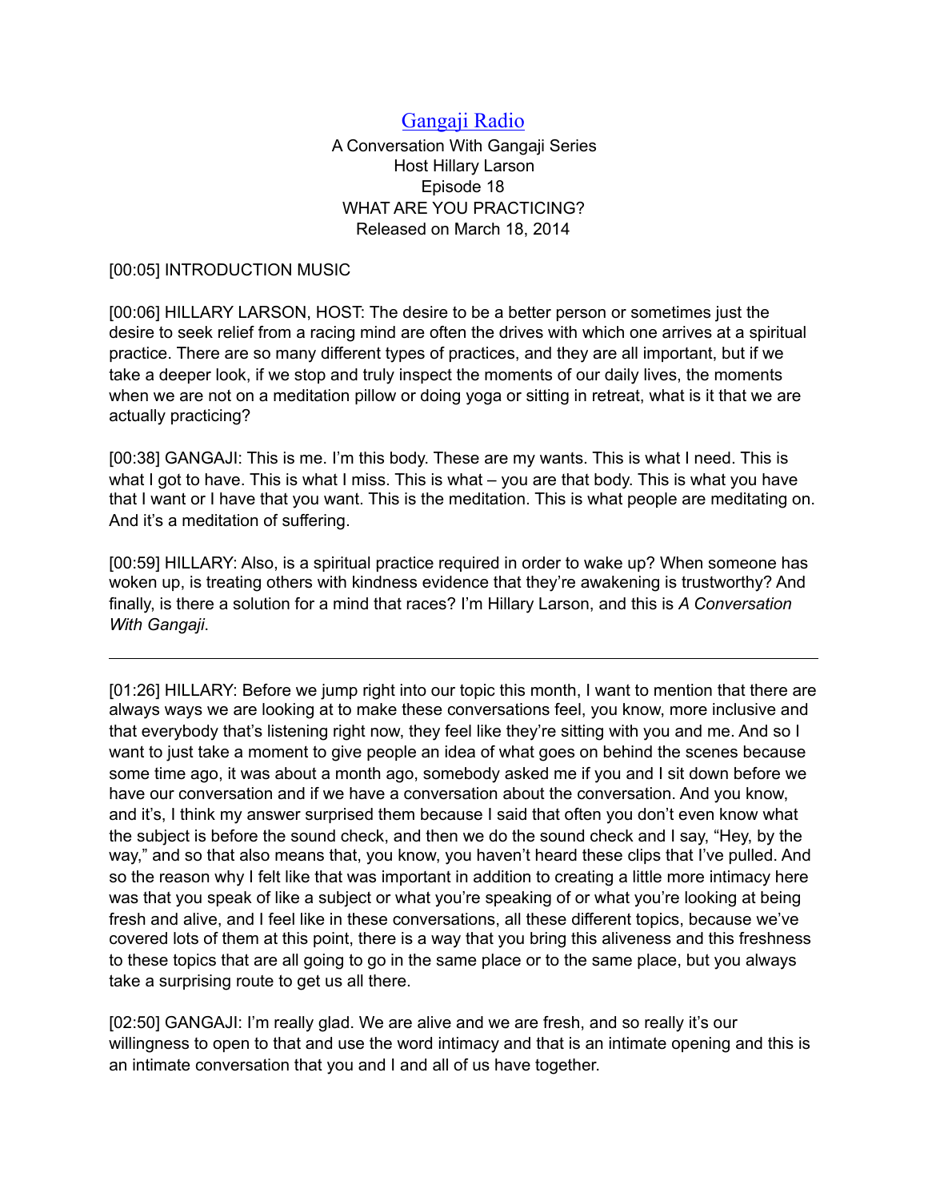[Gangaji Radio](#)

A Conversation With Gangaji Series
Host Hillary Larson
Episode 18
WHAT ARE YOU PRACTICING?
Released on March 18, 2014

[00:05] INTRODUCTION MUSIC

[00:06] HILLARY LARSON, HOST: The desire to be a better person or sometimes just the desire to seek relief from a racing mind are often the drives with which one arrives at a spiritual practice. There are so many different types of practices, and they are all important, but if we take a deeper look, if we stop and truly inspect the moments of our daily lives, the moments when we are not on a meditation pillow or doing yoga or sitting in retreat, what is it that we are actually practicing?

[00:38] GANGAJI: This is me. I'm this body. These are my wants. This is what I need. This is what I got to have. This is what I miss. This is what – you are that body. This is what you have that I want or I have that you want. This is the meditation. This is what people are meditating on. And it's a meditation of suffering.

[00:59] HILLARY: Also, is a spiritual practice required in order to wake up? When someone has woken up, is treating others with kindness evidence that they're awakening is trustworthy? And finally, is there a solution for a mind that races? I'm Hillary Larson, and this is *A Conversation With Gangaji*.

---

[01:26] HILLARY: Before we jump right into our topic this month, I want to mention that there are always ways we are looking at to make these conversations feel, you know, more inclusive and that everybody that's listening right now, they feel like they're sitting with you and me. And so I want to just take a moment to give people an idea of what goes on behind the scenes because some time ago, it was about a month ago, somebody asked me if you and I sit down before we have our conversation and if we have a conversation about the conversation. And you know, and it's, I think my answer surprised them because I said that often you don't even know what the subject is before the sound check, and then we do the sound check and I say, "Hey, by the way," and so that also means that, you know, you haven't heard these clips that I've pulled. And so the reason why I felt like that was important in addition to creating a little more intimacy here was that you speak of like a subject or what you're speaking of or what you're looking at being fresh and alive, and I feel like in these conversations, all these different topics, because we've covered lots of them at this point, there is a way that you bring this aliveness and this freshness to these topics that are all going to go in the same place or to the same place, but you always take a surprising route to get us all there.

[02:50] GANGAJI: I'm really glad. We are alive and we are fresh, and so really it's our willingness to open to that and use the word intimacy and that is an intimate opening and this is an intimate conversation that you and I and all of us have together.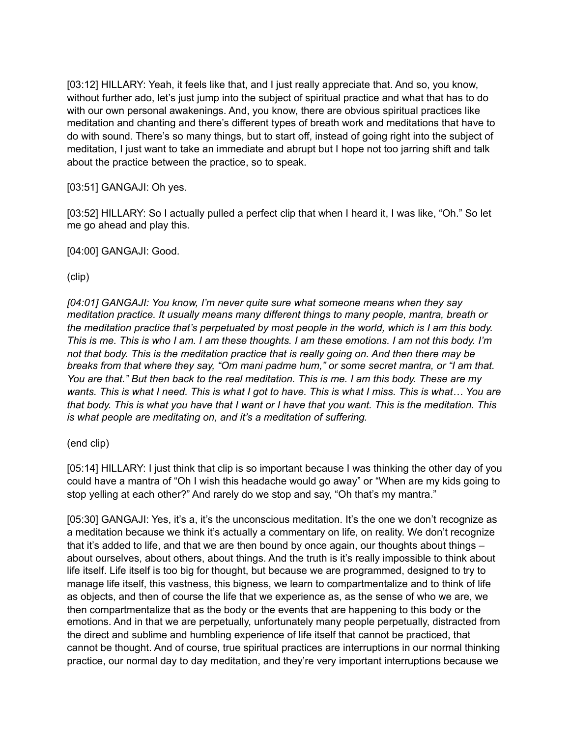[03:12] HILLARY: Yeah, it feels like that, and I just really appreciate that. And so, you know, without further ado, let's just jump into the subject of spiritual practice and what that has to do with our own personal awakenings. And, you know, there are obvious spiritual practices like meditation and chanting and there's different types of breath work and meditations that have to do with sound. There's so many things, but to start off, instead of going right into the subject of meditation, I just want to take an immediate and abrupt but I hope not too jarring shift and talk about the practice between the practice, so to speak.

[03:51] GANGAJI: Oh yes.

[03:52] HILLARY: So I actually pulled a perfect clip that when I heard it, I was like, "Oh." So let me go ahead and play this.

[04:00] GANGAJI: Good.

(clip)

*[04:01] GANGAJI: You know, I'm never quite sure what someone means when they say meditation practice. It usually means many different things to many people, mantra, breath or the meditation practice that's perpetuated by most people in the world, which is I am this body. This is me. This is who I am. I am these thoughts. I am these emotions. I am not this body. I'm not that body. This is the meditation practice that is really going on. And then there may be breaks from that where they say, "Om mani padme hum," or some secret mantra, or "I am that. You are that." But then back to the real meditation. This is me. I am this body. These are my wants. This is what I need. This is what I got to have. This is what I miss. This is what… You are that body. This is what you have that I want or I have that you want. This is the meditation. This is what people are meditating on, and it's a meditation of suffering.*

(end clip)

[05:14] HILLARY: I just think that clip is so important because I was thinking the other day of you could have a mantra of "Oh I wish this headache would go away" or "When are my kids going to stop yelling at each other?" And rarely do we stop and say, "Oh that's my mantra."

[05:30] GANGAJI: Yes, it's a, it's the unconscious meditation. It's the one we don't recognize as a meditation because we think it's actually a commentary on life, on reality. We don't recognize that it's added to life, and that we are then bound by once again, our thoughts about things – about ourselves, about others, about things. And the truth is it's really impossible to think about life itself. Life itself is too big for thought, but because we are programmed, designed to try to manage life itself, this vastness, this bigness, we learn to compartmentalize and to think of life as objects, and then of course the life that we experience as, as the sense of who we are, we then compartmentalize that as the body or the events that are happening to this body or the emotions. And in that we are perpetually, unfortunately many people perpetually, distracted from the direct and sublime and humbling experience of life itself that cannot be practiced, that cannot be thought. And of course, true spiritual practices are interruptions in our normal thinking practice, our normal day to day meditation, and they're very important interruptions because we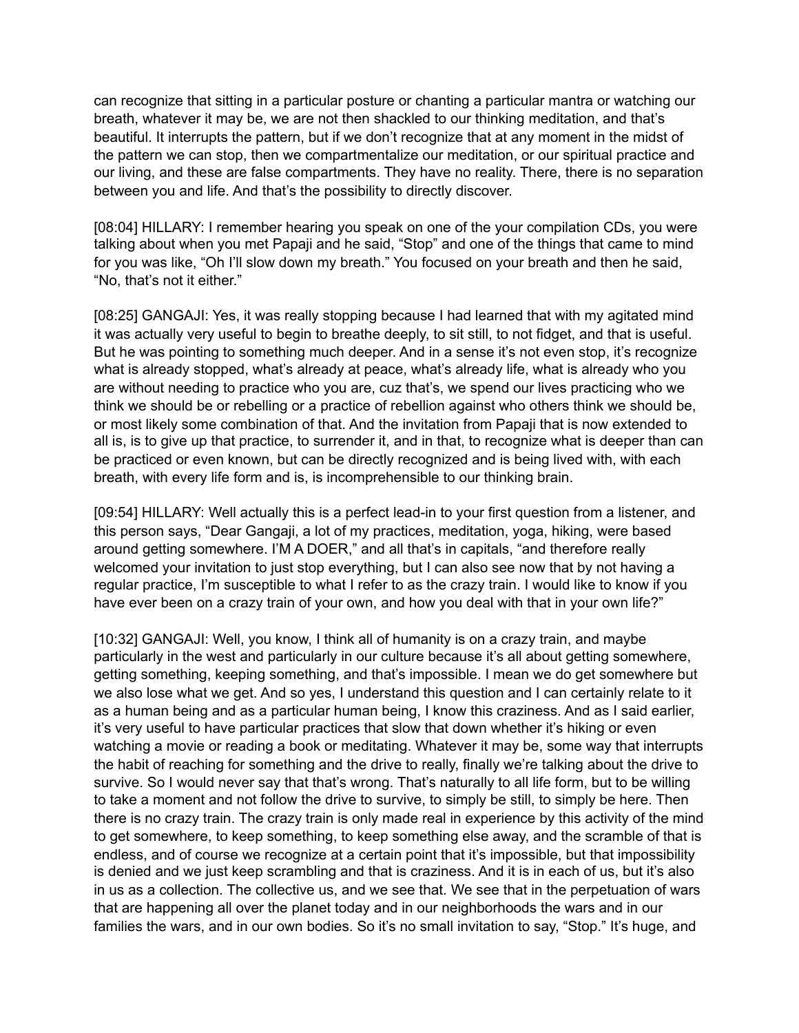can recognize that sitting in a particular posture or chanting a particular mantra or watching our breath, whatever it may be, we are not then shackled to our thinking meditation, and that's beautiful. It interrupts the pattern, but if we don't recognize that at any moment in the midst of the pattern we can stop, then we compartmentalize our meditation, or our spiritual practice and our living, and these are false compartments. They have no reality. There, there is no separation between you and life. And that's the possibility to directly discover.

[08:04] HILLARY: I remember hearing you speak on one of the your compilation CDs, you were talking about when you met Papaji and he said, "Stop" and one of the things that came to mind for you was like, "Oh I'll slow down my breath." You focused on your breath and then he said, "No, that's not it either."

[08:25] GANGAJI: Yes, it was really stopping because I had learned that with my agitated mind it was actually very useful to begin to breathe deeply, to sit still, to not fidget, and that is useful. But he was pointing to something much deeper. And in a sense it's not even stop, it's recognize what is already stopped, what's already at peace, what's already life, what is already who you are without needing to practice who you are, cuz that's, we spend our lives practicing who we think we should be or rebelling or a practice of rebellion against who others think we should be, or most likely some combination of that. And the invitation from Papaji that is now extended to all is, is to give up that practice, to surrender it, and in that, to recognize what is deeper than can be practiced or even known, but can be directly recognized and is being lived with, with each breath, with every life form and is, is incomprehensible to our thinking brain.

[09:54] HILLARY: Well actually this is a perfect lead-in to your first question from a listener, and this person says, "Dear Gangaji, a lot of my practices, meditation, yoga, hiking, were based around getting somewhere. I'M A DOER," and all that's in capitals, "and therefore really welcomed your invitation to just stop everything, but I can also see now that by not having a regular practice, I'm susceptible to what I refer to as the crazy train. I would like to know if you have ever been on a crazy train of your own, and how you deal with that in your own life?"

[10:32] GANGAJI: Well, you know, I think all of humanity is on a crazy train, and maybe particularly in the west and particularly in our culture because it's all about getting somewhere, getting something, keeping something, and that's impossible. I mean we do get somewhere but we also lose what we get. And so yes, I understand this question and I can certainly relate to it as a human being and as a particular human being, I know this craziness. And as I said earlier, it's very useful to have particular practices that slow that down whether it's hiking or even watching a movie or reading a book or meditating. Whatever it may be, some way that interrupts the habit of reaching for something and the drive to really, finally we're talking about the drive to survive. So I would never say that that's wrong. That's naturally to all life form, but to be willing to take a moment and not follow the drive to survive, to simply be still, to simply be here. Then there is no crazy train. The crazy train is only made real in experience by this activity of the mind to get somewhere, to keep something, to keep something else away, and the scramble of that is endless, and of course we recognize at a certain point that it's impossible, but that impossibility is denied and we just keep scrambling and that is craziness. And it is in each of us, but it's also in us as a collection. The collective us, and we see that. We see that in the perpetuation of wars that are happening all over the planet today and in our neighborhoods the wars and in our families the wars, and in our own bodies. So it's no small invitation to say, "Stop." It's huge, and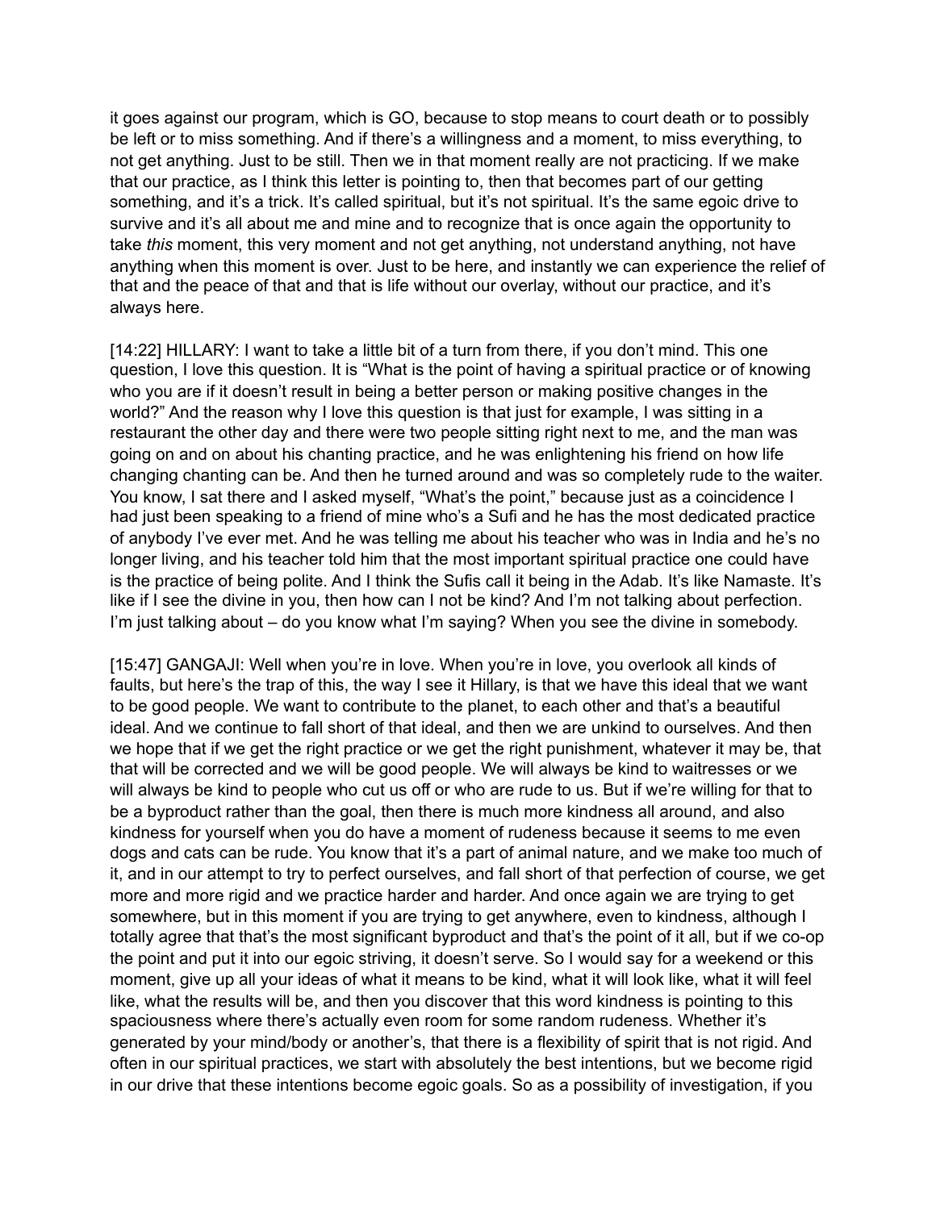it goes against our program, which is GO, because to stop means to court death or to possibly be left or to miss something. And if there's a willingness and a moment, to miss everything, to not get anything. Just to be still. Then we in that moment really are not practicing. If we make that our practice, as I think this letter is pointing to, then that becomes part of our getting something, and it's a trick. It's called spiritual, but it's not spiritual. It's the same egoic drive to survive and it's all about me and mine and to recognize that is once again the opportunity to take *this* moment, this very moment and not get anything, not understand anything, not have anything when this moment is over. Just to be here, and instantly we can experience the relief of that and the peace of that and that is life without our overlay, without our practice, and it's always here.

[14:22] HILLARY: I want to take a little bit of a turn from there, if you don't mind. This one question, I love this question. It is "What is the point of having a spiritual practice or of knowing who you are if it doesn't result in being a better person or making positive changes in the world?" And the reason why I love this question is that just for example, I was sitting in a restaurant the other day and there were two people sitting right next to me, and the man was going on and on about his chanting practice, and he was enlightening his friend on how life changing chanting can be. And then he turned around and was so completely rude to the waiter. You know, I sat there and I asked myself, "What's the point," because just as a coincidence I had just been speaking to a friend of mine who's a Sufi and he has the most dedicated practice of anybody I've ever met. And he was telling me about his teacher who was in India and he's no longer living, and his teacher told him that the most important spiritual practice one could have is the practice of being polite. And I think the Sufis call it being in the Adab. It's like Namaste. It's like if I see the divine in you, then how can I not be kind? And I'm not talking about perfection. I'm just talking about – do you know what I'm saying? When you see the divine in somebody.

[15:47] GANGAJI: Well when you're in love. When you're in love, you overlook all kinds of faults, but here's the trap of this, the way I see it Hillary, is that we have this ideal that we want to be good people. We want to contribute to the planet, to each other and that's a beautiful ideal. And we continue to fall short of that ideal, and then we are unkind to ourselves. And then we hope that if we get the right practice or we get the right punishment, whatever it may be, that that will be corrected and we will be good people. We will always be kind to waitresses or we will always be kind to people who cut us off or who are rude to us. But if we're willing for that to be a byproduct rather than the goal, then there is much more kindness all around, and also kindness for yourself when you do have a moment of rudeness because it seems to me even dogs and cats can be rude. You know that it's a part of animal nature, and we make too much of it, and in our attempt to try to perfect ourselves, and fall short of that perfection of course, we get more and more rigid and we practice harder and harder. And once again we are trying to get somewhere, but in this moment if you are trying to get anywhere, even to kindness, although I totally agree that that's the most significant byproduct and that's the point of it all, but if we co-op the point and put it into our egoic striving, it doesn't serve. So I would say for a weekend or this moment, give up all your ideas of what it means to be kind, what it will look like, what it will feel like, what the results will be, and then you discover that this word kindness is pointing to this spaciousness where there's actually even room for some random rudeness. Whether it's generated by your mind/body or another's, that there is a flexibility of spirit that is not rigid. And often in our spiritual practices, we start with absolutely the best intentions, but we become rigid in our drive that these intentions become egoic goals. So as a possibility of investigation, if you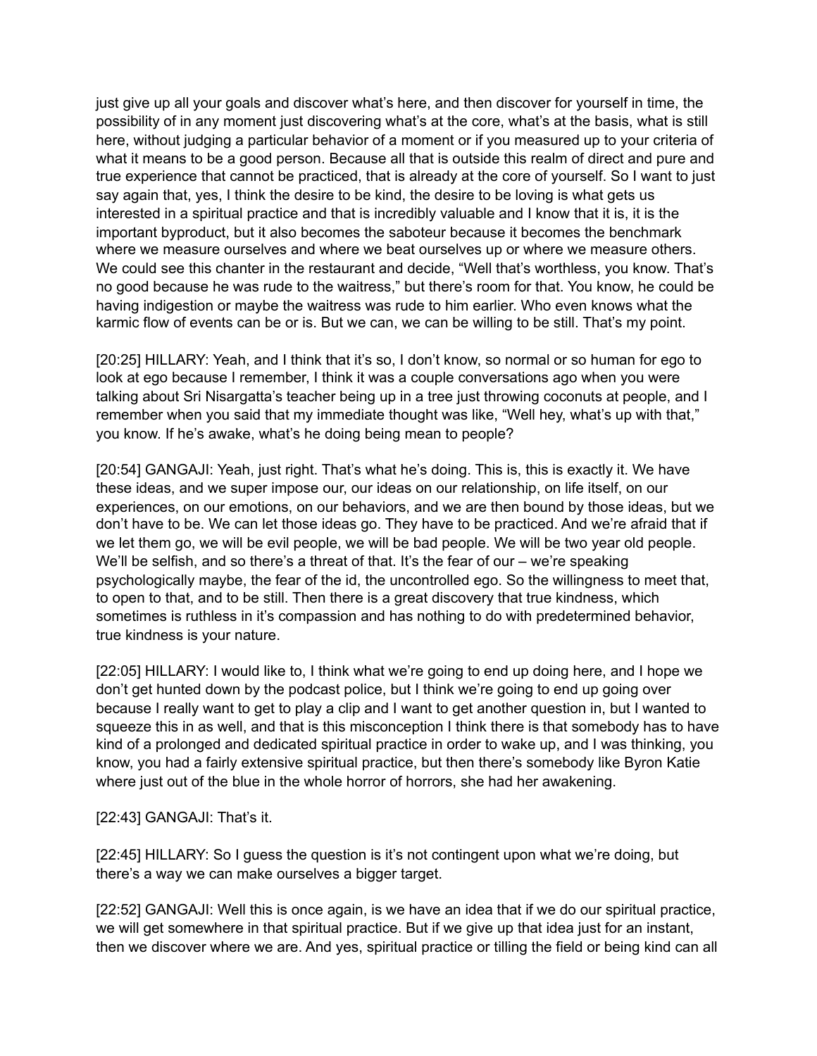just give up all your goals and discover what's here, and then discover for yourself in time, the possibility of in any moment just discovering what's at the core, what's at the basis, what is still here, without judging a particular behavior of a moment or if you measured up to your criteria of what it means to be a good person. Because all that is outside this realm of direct and pure and true experience that cannot be practiced, that is already at the core of yourself. So I want to just say again that, yes, I think the desire to be kind, the desire to be loving is what gets us interested in a spiritual practice and that is incredibly valuable and I know that it is, it is the important byproduct, but it also becomes the saboteur because it becomes the benchmark where we measure ourselves and where we beat ourselves up or where we measure others. We could see this chanter in the restaurant and decide, "Well that's worthless, you know. That's no good because he was rude to the waitress," but there's room for that. You know, he could be having indigestion or maybe the waitress was rude to him earlier. Who even knows what the karmic flow of events can be or is. But we can, we can be willing to be still. That's my point.

[20:25] HILLARY: Yeah, and I think that it's so, I don't know, so normal or so human for ego to look at ego because I remember, I think it was a couple conversations ago when you were talking about Sri Nisargatta's teacher being up in a tree just throwing coconuts at people, and I remember when you said that my immediate thought was like, "Well hey, what's up with that," you know. If he's awake, what's he doing being mean to people?

[20:54] GANGAJI: Yeah, just right. That's what he's doing. This is, this is exactly it. We have these ideas, and we super impose our, our ideas on our relationship, on life itself, on our experiences, on our emotions, on our behaviors, and we are then bound by those ideas, but we don't have to be. We can let those ideas go. They have to be practiced. And we're afraid that if we let them go, we will be evil people, we will be bad people. We will be two year old people. We'll be selfish, and so there's a threat of that. It's the fear of our – we're speaking psychologically maybe, the fear of the id, the uncontrolled ego. So the willingness to meet that, to open to that, and to be still. Then there is a great discovery that true kindness, which sometimes is ruthless in it's compassion and has nothing to do with predetermined behavior, true kindness is your nature.

[22:05] HILLARY: I would like to, I think what we're going to end up doing here, and I hope we don't get hunted down by the podcast police, but I think we're going to end up going over because I really want to get to play a clip and I want to get another question in, but I wanted to squeeze this in as well, and that is this misconception I think there is that somebody has to have kind of a prolonged and dedicated spiritual practice in order to wake up, and I was thinking, you know, you had a fairly extensive spiritual practice, but then there's somebody like Byron Katie where just out of the blue in the whole horror of horrors, she had her awakening.

[22:43] GANGAJI: That's it.

[22:45] HILLARY: So I guess the question is it's not contingent upon what we're doing, but there's a way we can make ourselves a bigger target.

[22:52] GANGAJI: Well this is once again, is we have an idea that if we do our spiritual practice, we will get somewhere in that spiritual practice. But if we give up that idea just for an instant, then we discover where we are. And yes, spiritual practice or tilling the field or being kind can all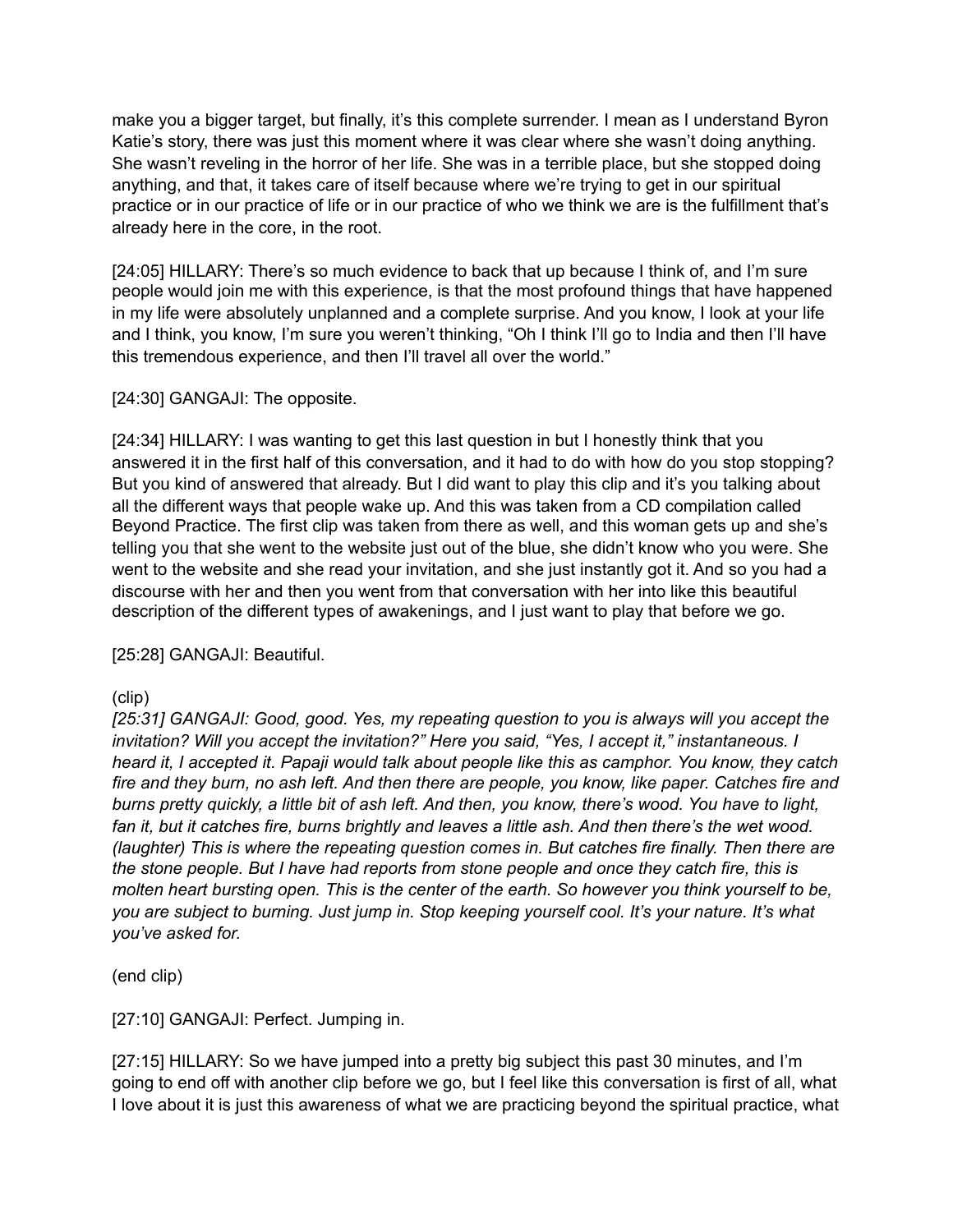make you a bigger target, but finally, it's this complete surrender. I mean as I understand Byron Katie's story, there was just this moment where it was clear where she wasn't doing anything. She wasn't reveling in the horror of her life. She was in a terrible place, but she stopped doing anything, and that, it takes care of itself because where we're trying to get in our spiritual practice or in our practice of life or in our practice of who we think we are is the fulfillment that's already here in the core, in the root.

[24:05] HILLARY: There's so much evidence to back that up because I think of, and I'm sure people would join me with this experience, is that the most profound things that have happened in my life were absolutely unplanned and a complete surprise. And you know, I look at your life and I think, you know, I'm sure you weren't thinking, "Oh I think I'll go to India and then I'll have this tremendous experience, and then I'll travel all over the world."

[24:30] GANGAJI: The opposite.

[24:34] HILLARY: I was wanting to get this last question in but I honestly think that you answered it in the first half of this conversation, and it had to do with how do you stop stopping? But you kind of answered that already. But I did want to play this clip and it's you talking about all the different ways that people wake up. And this was taken from a CD compilation called Beyond Practice. The first clip was taken from there as well, and this woman gets up and she's telling you that she went to the website just out of the blue, she didn't know who you were. She went to the website and she read your invitation, and she just instantly got it. And so you had a discourse with her and then you went from that conversation with her into like this beautiful description of the different types of awakenings, and I just want to play that before we go.

[25:28] GANGAJI: Beautiful.

(clip)

*[25:31] GANGAJI: Good, good. Yes, my repeating question to you is always will you accept the invitation? Will you accept the invitation?" Here you said, "Yes, I accept it," instantaneous. I heard it, I accepted it. Papaji would talk about people like this as camphor. You know, they catch fire and they burn, no ash left. And then there are people, you know, like paper. Catches fire and burns pretty quickly, a little bit of ash left. And then, you know, there's wood. You have to light, fan it, but it catches fire, burns brightly and leaves a little ash. And then there's the wet wood. (laughter) This is where the repeating question comes in. But catches fire finally. Then there are the stone people. But I have had reports from stone people and once they catch fire, this is molten heart bursting open. This is the center of the earth. So however you think yourself to be, you are subject to burning. Just jump in. Stop keeping yourself cool. It's your nature. It's what you've asked for.*

(end clip)

[27:10] GANGAJI: Perfect. Jumping in.

[27:15] HILLARY: So we have jumped into a pretty big subject this past 30 minutes, and I'm going to end off with another clip before we go, but I feel like this conversation is first of all, what I love about it is just this awareness of what we are practicing beyond the spiritual practice, what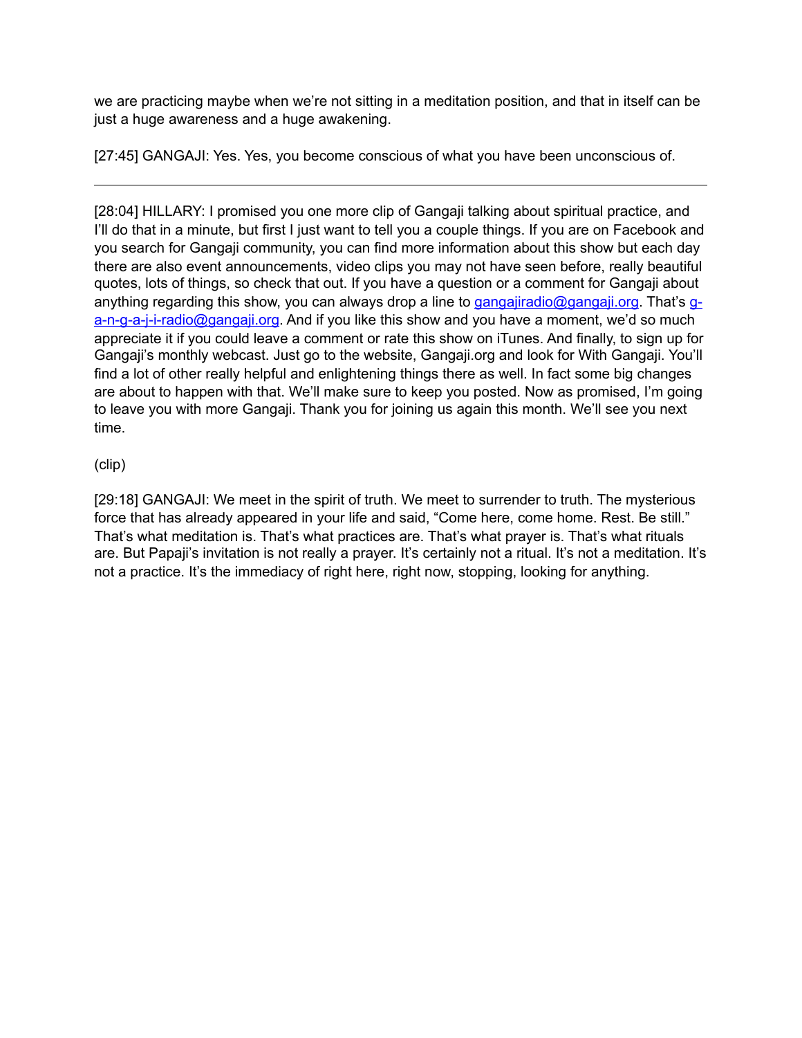we are practicing maybe when we're not sitting in a meditation position, and that in itself can be just a huge awareness and a huge awakening.

[27:45] GANGAJI: Yes. Yes, you become conscious of what you have been unconscious of.

---

[28:04] HILLARY: I promised you one more clip of Gangaji talking about spiritual practice, and I'll do that in a minute, but first I just want to tell you a couple things. If you are on Facebook and you search for Gangaji community, you can find more information about this show but each day there are also event announcements, video clips you may not have seen before, really beautiful quotes, lots of things, so check that out. If you have a question or a comment for Gangaji about anything regarding this show, you can always drop a line to gangajiradio@gangaji.org. That's g-a-n-g-a-j-i-radio@gangaji.org. And if you like this show and you have a moment, we'd so much appreciate it if you could leave a comment or rate this show on iTunes. And finally, to sign up for Gangaji's monthly webcast. Just go to the website, Gangaji.org and look for With Gangaji. You'll find a lot of other really helpful and enlightening things there as well. In fact some big changes are about to happen with that. We'll make sure to keep you posted. Now as promised, I'm going to leave you with more Gangaji. Thank you for joining us again this month. We'll see you next time.

(clip)

[29:18] GANGAJI: We meet in the spirit of truth. We meet to surrender to truth. The mysterious force that has already appeared in your life and said, "Come here, come home. Rest. Be still." That's what meditation is. That's what practices are. That's what prayer is. That's what rituals are. But Papaji's invitation is not really a prayer. It's certainly not a ritual. It's not a meditation. It's not a practice. It's the immediacy of right here, right now, stopping, looking for anything.